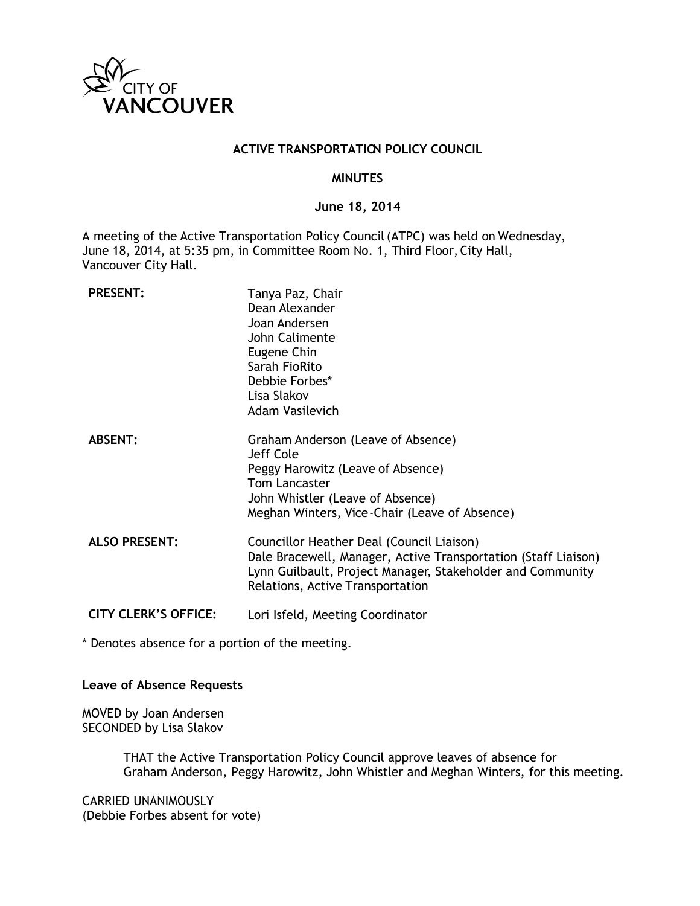CITY OF VANCOUVER

# ACTIVE TRANSPORTATION POLICY COUNCIL

## MINUTES

**June 18, 2014**

A meeting of the Active Transportation Policy Council (ATPC) was held on Wednesday, June 18, 2014, at 5:35 pm, in Committee Room No. 1, Third Floor, City Hall, Vancouver City Hall.

| | |
|---|---|
| **PRESENT:** | Tanya Paz, Chair<br>Dean Alexander<br>Joan Andersen<br>John Calimente<br>Eugene Chin<br>Sarah FioRito<br>Debbie Forbes*<br>Lisa Slakov<br>Adam Vasilevich |
| **ABSENT:** | Graham Anderson (Leave of Absence)<br>Jeff Cole<br>Peggy Harowitz (Leave of Absence)<br>Tom Lancaster<br>John Whistler (Leave of Absence)<br>Meghan Winters, Vice-Chair (Leave of Absence) |
| **ALSO PRESENT:** | Councillor Heather Deal (Council Liaison)<br>Dale Bracewell, Manager, Active Transportation (Staff Liaison)<br>Lynn Guilbault, Project Manager, Stakeholder and Community Relations, Active Transportation |
| **CITY CLERK'S OFFICE:** | Lori Isfeld, Meeting Coordinator |

* Denotes absence for a portion of the meeting.

**Leave of Absence Requests**

MOVED by Joan Andersen
SECONDED by Lisa Slakov

> THAT the Active Transportation Policy Council approve leaves of absence for Graham Anderson, Peggy Harowitz, John Whistler and Meghan Winters, for this meeting.

CARRIED UNANIMOUSLY
(Debbie Forbes absent for vote)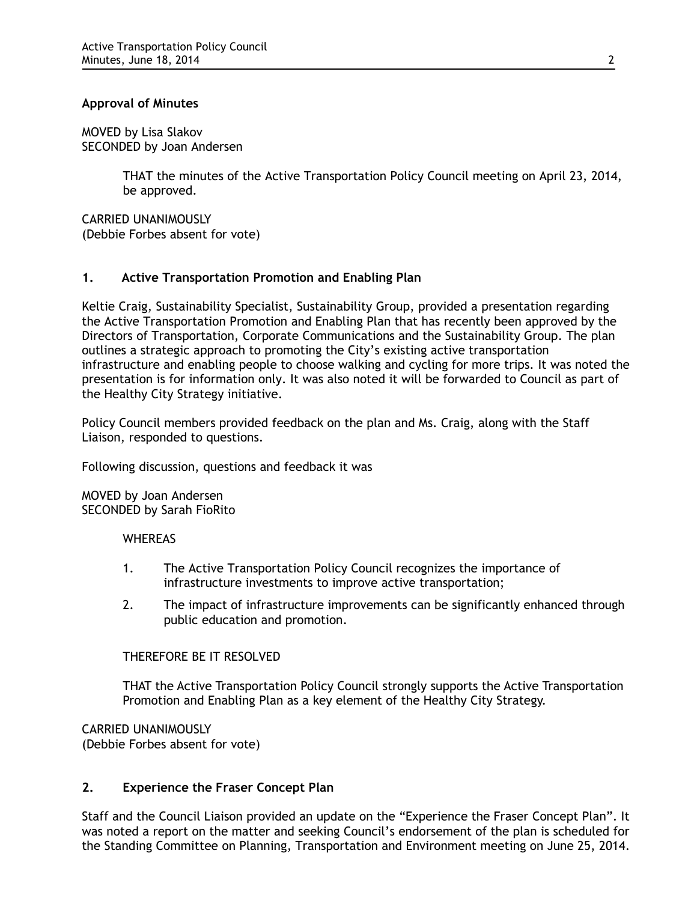**Approval of Minutes**

MOVED by Lisa Slakov
SECONDED by Joan Andersen

> THAT the minutes of the Active Transportation Policy Council meeting on April 23, 2014, be approved.

CARRIED UNANIMOUSLY
(Debbie Forbes absent for vote)

## 1. Active Transportation Promotion and Enabling Plan

Keltie Craig, Sustainability Specialist, Sustainability Group, provided a presentation regarding the Active Transportation Promotion and Enabling Plan that has recently been approved by the Directors of Transportation, Corporate Communications and the Sustainability Group. The plan outlines a strategic approach to promoting the City's existing active transportation infrastructure and enabling people to choose walking and cycling for more trips. It was noted the presentation is for information only. It was also noted it will be forwarded to Council as part of the Healthy City Strategy initiative.

Policy Council members provided feedback on the plan and Ms. Craig, along with the Staff Liaison, responded to questions.

Following discussion, questions and feedback it was

MOVED by Joan Andersen
SECONDED by Sarah FioRito

> WHEREAS
>
> 1. The Active Transportation Policy Council recognizes the importance of infrastructure investments to improve active transportation;
> 2. The impact of infrastructure improvements can be significantly enhanced through public education and promotion.
>
> THEREFORE BE IT RESOLVED
>
> THAT the Active Transportation Policy Council strongly supports the Active Transportation Promotion and Enabling Plan as a key element of the Healthy City Strategy.

CARRIED UNANIMOUSLY
(Debbie Forbes absent for vote)

## 2. Experience the Fraser Concept Plan

Staff and the Council Liaison provided an update on the "Experience the Fraser Concept Plan". It was noted a report on the matter and seeking Council's endorsement of the plan is scheduled for the Standing Committee on Planning, Transportation and Environment meeting on June 25, 2014.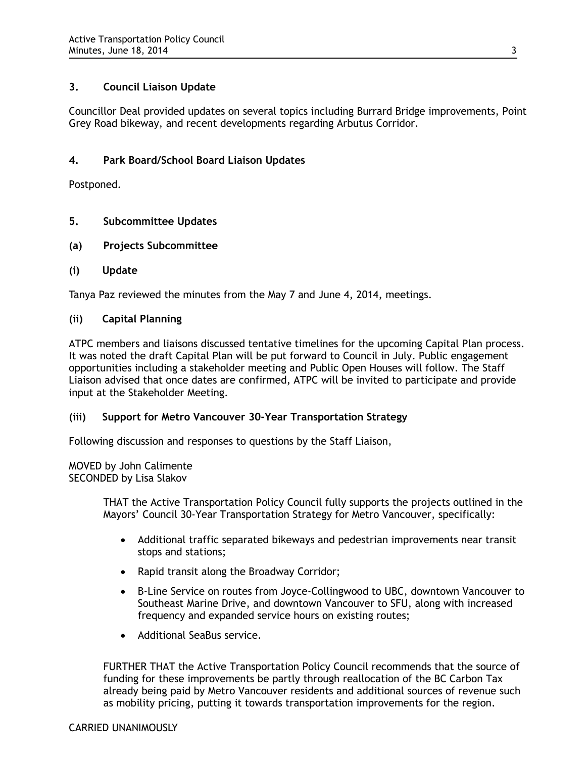## 3. Council Liaison Update

Councillor Deal provided updates on several topics including Burrard Bridge improvements, Point Grey Road bikeway, and recent developments regarding Arbutus Corridor.

## 4. Park Board/School Board Liaison Updates

Postponed.

## 5. Subcommittee Updates

### (a) Projects Subcommittee

#### (i) Update

Tanya Paz reviewed the minutes from the May 7 and June 4, 2014, meetings.

#### (ii) Capital Planning

ATPC members and liaisons discussed tentative timelines for the upcoming Capital Plan process. It was noted the draft Capital Plan will be put forward to Council in July. Public engagement opportunities including a stakeholder meeting and Public Open Houses will follow. The Staff Liaison advised that once dates are confirmed, ATPC will be invited to participate and provide input at the Stakeholder Meeting.

#### (iii) Support for Metro Vancouver 30-Year Transportation Strategy

Following discussion and responses to questions by the Staff Liaison,

MOVED by John Calimente
SECONDED by Lisa Slakov

> THAT the Active Transportation Policy Council fully supports the projects outlined in the Mayors' Council 30-Year Transportation Strategy for Metro Vancouver, specifically:
>
> - Additional traffic separated bikeways and pedestrian improvements near transit stops and stations;
> - Rapid transit along the Broadway Corridor;
> - B-Line Service on routes from Joyce-Collingwood to UBC, downtown Vancouver to Southeast Marine Drive, and downtown Vancouver to SFU, along with increased frequency and expanded service hours on existing routes;
> - Additional SeaBus service.
>
> FURTHER THAT the Active Transportation Policy Council recommends that the source of funding for these improvements be partly through reallocation of the BC Carbon Tax already being paid by Metro Vancouver residents and additional sources of revenue such as mobility pricing, putting it towards transportation improvements for the region.

CARRIED UNANIMOUSLY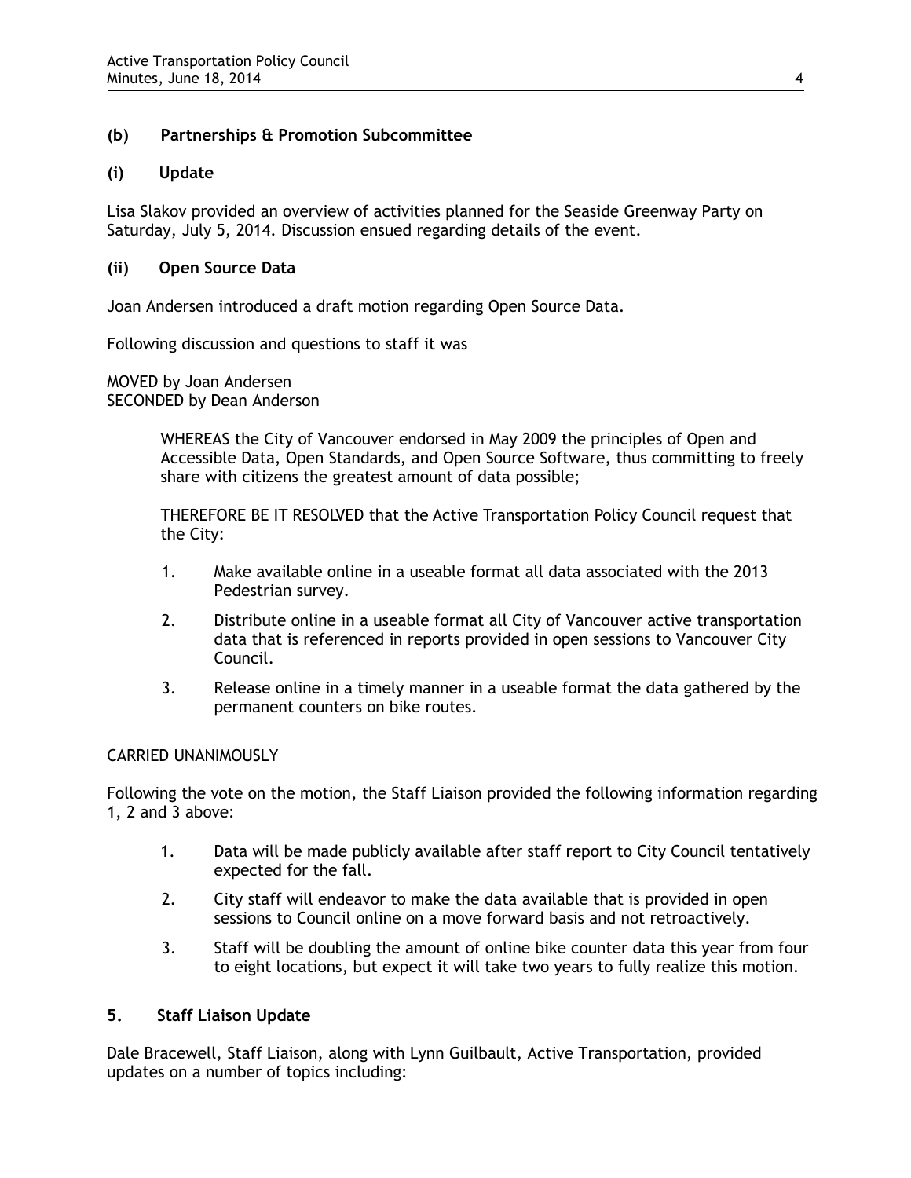### (b) Partnerships & Promotion Subcommittee

#### (i) Update

Lisa Slakov provided an overview of activities planned for the Seaside Greenway Party on Saturday, July 5, 2014. Discussion ensued regarding details of the event.

#### (ii) Open Source Data

Joan Andersen introduced a draft motion regarding Open Source Data.

Following discussion and questions to staff it was

MOVED by Joan Andersen
SECONDED by Dean Anderson

> WHEREAS the City of Vancouver endorsed in May 2009 the principles of Open and Accessible Data, Open Standards, and Open Source Software, thus committing to freely share with citizens the greatest amount of data possible;
>
> THEREFORE BE IT RESOLVED that the Active Transportation Policy Council request that the City:
>
> 1. Make available online in a useable format all data associated with the 2013 Pedestrian survey.
> 2. Distribute online in a useable format all City of Vancouver active transportation data that is referenced in reports provided in open sessions to Vancouver City Council.
> 3. Release online in a timely manner in a useable format the data gathered by the permanent counters on bike routes.

CARRIED UNANIMOUSLY

Following the vote on the motion, the Staff Liaison provided the following information regarding 1, 2 and 3 above:

1. Data will be made publicly available after staff report to City Council tentatively expected for the fall.
2. City staff will endeavor to make the data available that is provided in open sessions to Council online on a move forward basis and not retroactively.
3. Staff will be doubling the amount of online bike counter data this year from four to eight locations, but expect it will take two years to fully realize this motion.

## 5. Staff Liaison Update

Dale Bracewell, Staff Liaison, along with Lynn Guilbault, Active Transportation, provided updates on a number of topics including: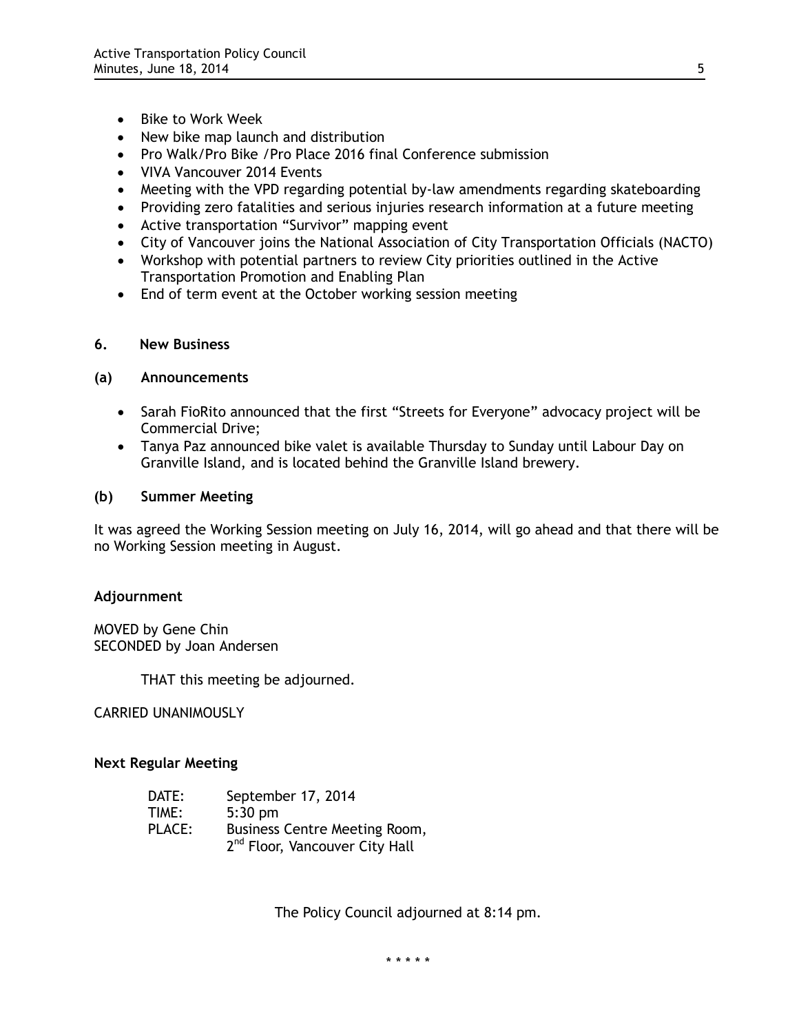- Bike to Work Week
- New bike map launch and distribution
- Pro Walk/Pro Bike /Pro Place 2016 final Conference submission
- VIVA Vancouver 2014 Events
- Meeting with the VPD regarding potential by-law amendments regarding skateboarding
- Providing zero fatalities and serious injuries research information at a future meeting
- Active transportation "Survivor" mapping event
- City of Vancouver joins the National Association of City Transportation Officials (NACTO)
- Workshop with potential partners to review City priorities outlined in the Active Transportation Promotion and Enabling Plan
- End of term event at the October working session meeting

## 6. New Business

### (a) Announcements

- Sarah FioRito announced that the first "Streets for Everyone" advocacy project will be Commercial Drive;
- Tanya Paz announced bike valet is available Thursday to Sunday until Labour Day on Granville Island, and is located behind the Granville Island brewery.

### (b) Summer Meeting

It was agreed the Working Session meeting on July 16, 2014, will go ahead and that there will be no Working Session meeting in August.

## Adjournment

MOVED by Gene Chin
SECONDED by Joan Andersen

THAT this meeting be adjourned.

CARRIED UNANIMOUSLY

## Next Regular Meeting

| | |
|---|---|
| DATE: | September 17, 2014 |
| TIME: | 5:30 pm |
| PLACE: | Business Centre Meeting Room, 2nd Floor, Vancouver City Hall |

The Policy Council adjourned at 8:14 pm.

\* \* \* \* \*